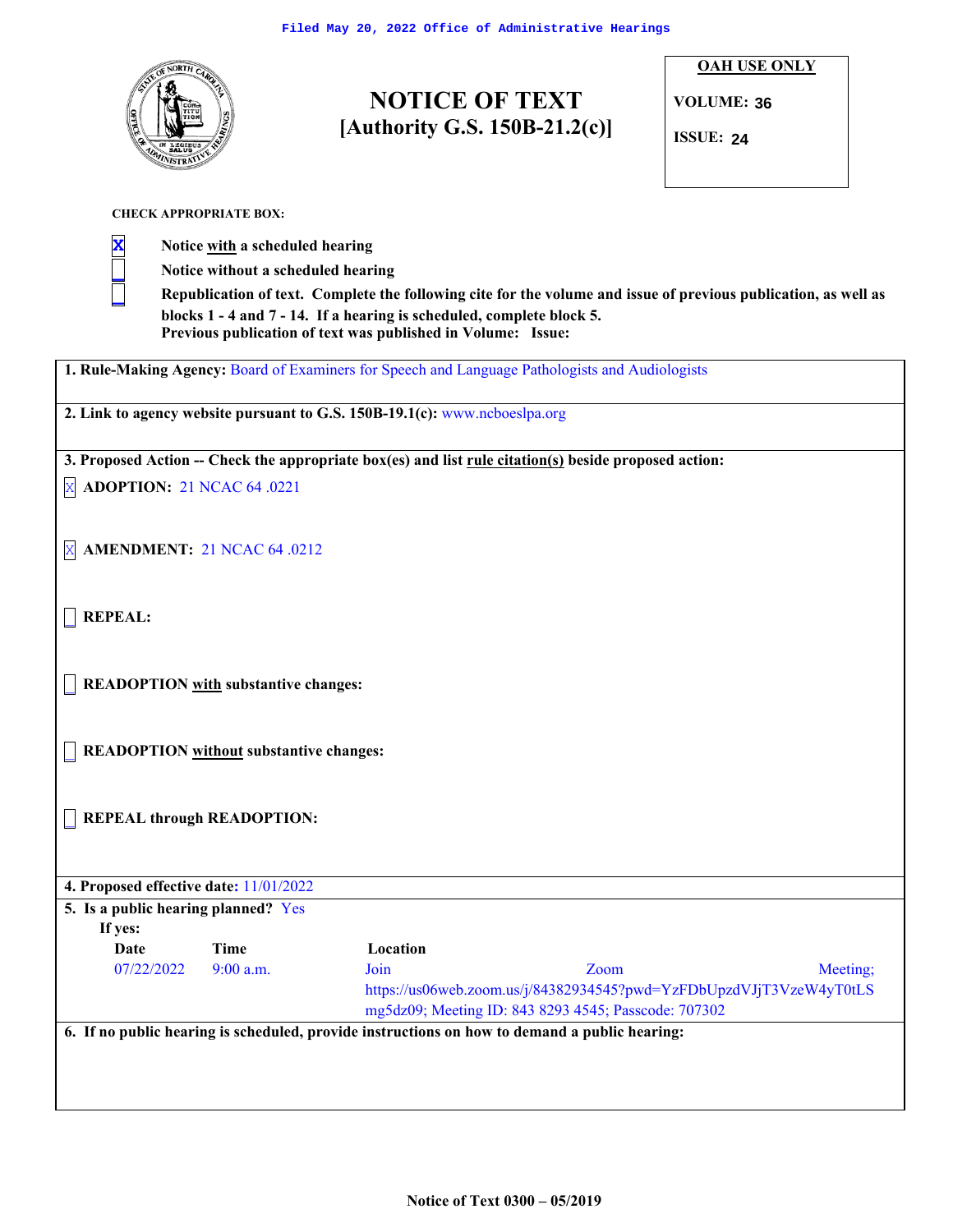Filed May 20, 2022 Office of Administrative Hearings

# NOTICE OF TEXT
## [Authority G.S. 150B-21.2(c)]

**OAH USE ONLY**

**VOLUME:** 36

**ISSUE:** 24

**CHECK APPROPRIATE BOX:**

- [X] **Notice with a scheduled hearing**
- [ ] **Notice without a scheduled hearing**
- [ ] **Republication of text. Complete the following cite for the volume and issue of previous publication, as well as blocks 1 - 4 and 7 - 14. If a hearing is scheduled, complete block 5.**
  **Previous publication of text was published in Volume: Issue:**

**1. Rule-Making Agency:** Board of Examiners for Speech and Language Pathologists and Audiologists

**2. Link to agency website pursuant to G.S. 150B-19.1(c):** www.ncboeslpa.org

**3. Proposed Action -- Check the appropriate box(es) and list rule citation(s) beside proposed action:**

- [X] **ADOPTION:** 21 NCAC 64 .0221
- [X] **AMENDMENT:** 21 NCAC 64 .0212
- [ ] **REPEAL:**
- [ ] **READOPTION with substantive changes:**
- [ ] **READOPTION without substantive changes:**
- [ ] **REPEAL through READOPTION:**

**4. Proposed effective date:** 11/01/2022

**5. Is a public hearing planned?** Yes

**If yes:**

| Date | Time | Location |
|---|---|---|
| 07/22/2022 | 9:00 a.m. | Join Zoom Meeting; https://us06web.zoom.us/j/84382934545?pwd=YzFDbUpzdVJjT3VzeW4yT0tLSmg5dz09; Meeting ID: 843 8293 4545; Passcode: 707302 |

**6. If no public hearing is scheduled, provide instructions on how to demand a public hearing:**

Notice of Text 0300 – 05/2019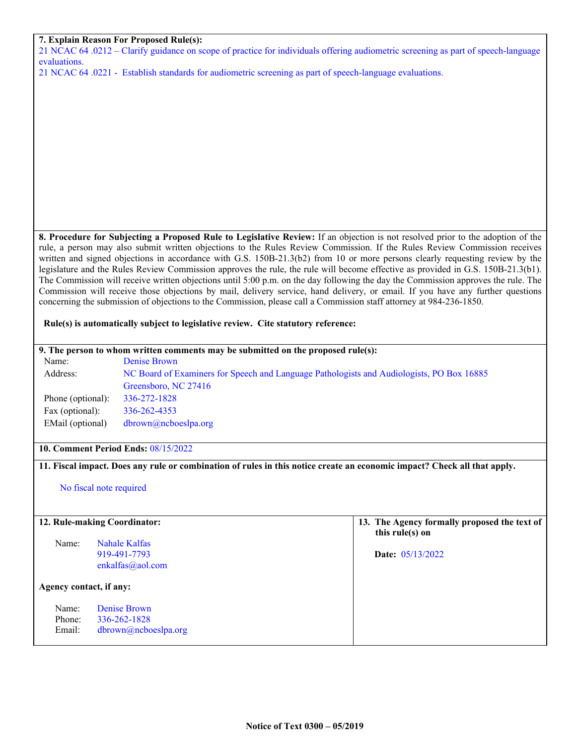**7. Explain Reason For Proposed Rule(s):**

21 NCAC 64 .0212 – Clarify guidance on scope of practice for individuals offering audiometric screening as part of speech-language evaluations.

21 NCAC 64 .0221 - Establish standards for audiometric screening as part of speech-language evaluations.

**8. Procedure for Subjecting a Proposed Rule to Legislative Review:** If an objection is not resolved prior to the adoption of the rule, a person may also submit written objections to the Rules Review Commission. If the Rules Review Commission receives written and signed objections in accordance with G.S. 150B-21.3(b2) from 10 or more persons clearly requesting review by the legislature and the Rules Review Commission approves the rule, the rule will become effective as provided in G.S. 150B-21.3(b1). The Commission will receive written objections until 5:00 p.m. on the day following the day the Commission approves the rule. The Commission will receive those objections by mail, delivery service, hand delivery, or email. If you have any further questions concerning the submission of objections to the Commission, please call a Commission staff attorney at 984-236-1850.

**Rule(s) is automatically subject to legislative review. Cite statutory reference:**

**9. The person to whom written comments may be submitted on the proposed rule(s):**

Name: Denise Brown

Address: NC Board of Examiners for Speech and Language Pathologists and Audiologists, PO Box 16885 Greensboro, NC 27416

Phone (optional): 336-272-1828

Fax (optional): 336-262-4353

EMail (optional) dbrown@ncboeslpa.org

**10. Comment Period Ends:** 08/15/2022

**11. Fiscal impact. Does any rule or combination of rules in this notice create an economic impact? Check all that apply.**

No fiscal note required

**12. Rule-making Coordinator:**

Name: Nahale Kalfas
919-491-7793
enkalfas@aol.com

**Agency contact, if any:**

Name: Denise Brown
Phone: 336-262-1828
Email: dbrown@ncboeslpa.org

**13. The Agency formally proposed the text of this rule(s) on**

**Date:** 05/13/2022

Notice of Text 0300 – 05/2019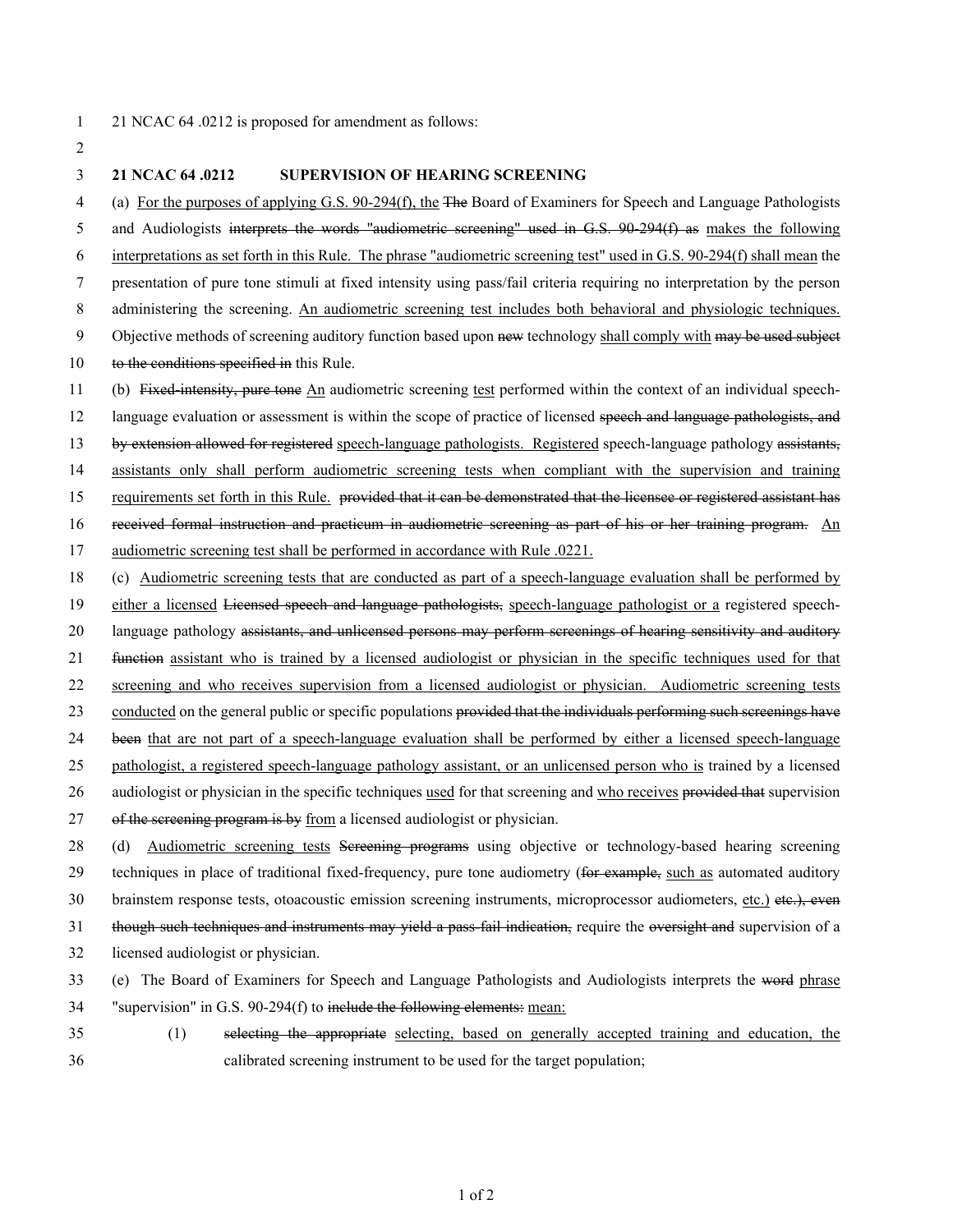21 NCAC 64 .0212 is proposed for amendment as follows:

**21 NCAC 64 .0212 SUPERVISION OF HEARING SCREENING**

(a) <u>For the purposes of applying G.S. 90-294(f), the</u> ~~The~~ Board of Examiners for Speech and Language Pathologists and Audiologists ~~interprets the words "audiometric screening" used in G.S. 90-294(f) as~~ <u>makes the following interpretations as set forth in this Rule. The phrase "audiometric screening test" used in G.S. 90-294(f) shall mean</u> the presentation of pure tone stimuli at fixed intensity using pass/fail criteria requiring no interpretation by the person administering the screening. <u>An audiometric screening test includes both behavioral and physiologic techniques.</u> Objective methods of screening auditory function based upon ~~new~~ technology <u>shall comply with</u> ~~may be used subject to the conditions specified in~~ this Rule.

(b) ~~Fixed-intensity, pure tone~~ <u>An</u> audiometric screening <u>test</u> performed within the context of an individual speech-language evaluation or assessment is within the scope of practice of licensed ~~speech and language pathologists, and by extension allowed for registered~~ <u>speech-language pathologists. Registered</u> speech-language pathology ~~assistants,~~ <u>assistants only shall perform audiometric screening tests when compliant with the supervision and training requirements set forth in this Rule.</u> ~~provided that it can be demonstrated that the licensee or registered assistant has received formal instruction and practicum in audiometric screening as part of his or her training program.~~ <u>An audiometric screening test shall be performed in accordance with Rule .0221.</u>

(c) <u>Audiometric screening tests that are conducted as part of a speech-language evaluation shall be performed by either a licensed</u> ~~Licensed speech and language pathologists,~~ <u>speech-language pathologist or a</u> registered speech-language pathology ~~assistants, and unlicensed persons may perform screenings of hearing sensitivity and auditory function~~ <u>assistant who is trained by a licensed audiologist or physician in the specific techniques used for that screening and who receives supervision from a licensed audiologist or physician. Audiometric screening tests conducted</u> on the general public or specific populations ~~provided that the individuals performing such screenings have been~~ <u>that are not part of a speech-language evaluation shall be performed by either a licensed speech-language pathologist, a registered speech-language pathology assistant, or an unlicensed person who is</u> trained by a licensed audiologist or physician in the specific techniques <u>used</u> for that screening and <u>who receives</u> ~~provided that~~ supervision ~~of the screening program is by~~ <u>from</u> a licensed audiologist or physician.

(d) <u>Audiometric screening tests</u> ~~Screening programs~~ using objective or technology-based hearing screening techniques in place of traditional fixed-frequency, pure tone audiometry (~~for example,~~ <u>such as</u> automated auditory brainstem response tests, otoacoustic emission screening instruments, microprocessor audiometers, <u>etc.)</u> ~~etc.), even though such techniques and instruments may yield a pass-fail indication,~~ require the ~~oversight and~~ supervision of a licensed audiologist or physician.

(e) The Board of Examiners for Speech and Language Pathologists and Audiologists interprets the ~~word~~ <u>phrase</u> "supervision" in G.S. 90-294(f) to ~~include the following elements:~~ <u>mean:</u>

(1) ~~selecting the appropriate~~ <u>selecting, based on generally accepted training and education, the</u> calibrated screening instrument to be used for the target population;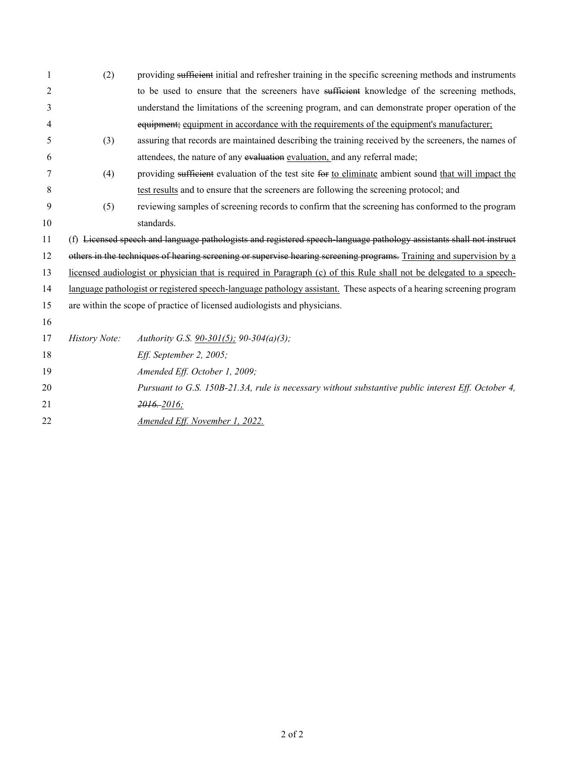(2) providing ~~sufficient~~ initial and refresher training in the specific screening methods and instruments to be used to ensure that the screeners have ~~sufficient~~ knowledge of the screening methods, understand the limitations of the screening program, and can demonstrate proper operation of the ~~equipment;~~ <u>equipment in accordance with the requirements of the equipment's manufacturer;</u>

(3) assuring that records are maintained describing the training received by the screeners, the names of attendees, the nature of any ~~evaluation~~ <u>evaluation,</u> and any referral made;

(4) providing ~~sufficient~~ evaluation of the test site ~~for~~ <u>to eliminate</u> ambient sound <u>that will impact the test results</u> and to ensure that the screeners are following the screening protocol; and

(5) reviewing samples of screening records to confirm that the screening has conformed to the program standards.

(f) ~~Licensed speech and language pathologists and registered speech-language pathology assistants shall not instruct others in the techniques of hearing screening or supervise hearing screening programs.~~ <u>Training and supervision by a licensed audiologist or physician that is required in Paragraph (c) of this Rule shall not be delegated to a speech-language pathologist or registered speech-language pathology assistant.</u> These aspects of a hearing screening program are within the scope of practice of licensed audiologists and physicians.

*History Note:* *Authority G.S. <u>90-301(5);</u> 90-304(a)(3);*
*Eff. September 2, 2005;*
*Amended Eff. October 1, 2009;*
*Pursuant to G.S. 150B-21.3A, rule is necessary without substantive public interest Eff. October 4, ~~2016.~~ <u>2016;</u>*
*<u>Amended Eff. November 1, 2022.</u>*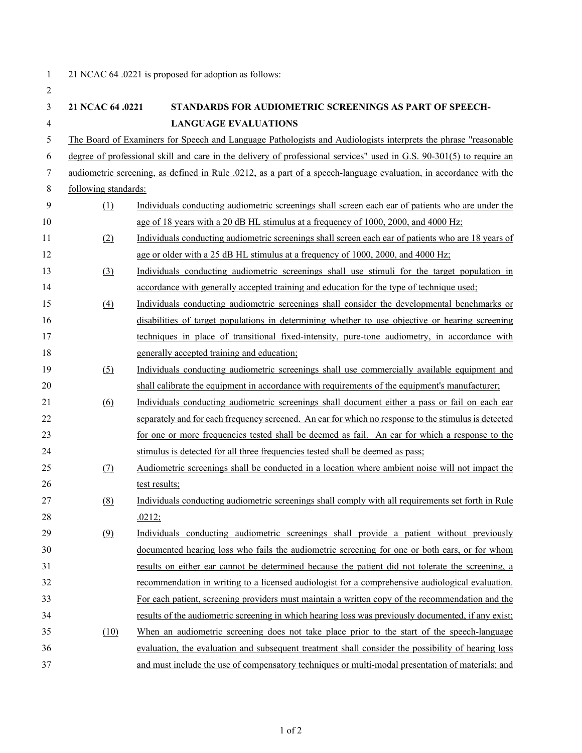21 NCAC 64 .0221 is proposed for adoption as follows:

**21 NCAC 64 .0221 STANDARDS FOR AUDIOMETRIC SCREENINGS AS PART OF SPEECH-LANGUAGE EVALUATIONS**

The Board of Examiners for Speech and Language Pathologists and Audiologists interprets the phrase "reasonable degree of professional skill and care in the delivery of professional services" used in G.S. 90-301(5) to require an audiometric screening, as defined in Rule .0212, as a part of a speech-language evaluation, in accordance with the following standards:

(1) Individuals conducting audiometric screenings shall screen each ear of patients who are under the age of 18 years with a 20 dB HL stimulus at a frequency of 1000, 2000, and 4000 Hz;

(2) Individuals conducting audiometric screenings shall screen each ear of patients who are 18 years of age or older with a 25 dB HL stimulus at a frequency of 1000, 2000, and 4000 Hz;

(3) Individuals conducting audiometric screenings shall use stimuli for the target population in accordance with generally accepted training and education for the type of technique used;

(4) Individuals conducting audiometric screenings shall consider the developmental benchmarks or disabilities of target populations in determining whether to use objective or hearing screening techniques in place of transitional fixed-intensity, pure-tone audiometry, in accordance with generally accepted training and education;

(5) Individuals conducting audiometric screenings shall use commercially available equipment and shall calibrate the equipment in accordance with requirements of the equipment's manufacturer;

(6) Individuals conducting audiometric screenings shall document either a pass or fail on each ear separately and for each frequency screened. An ear for which no response to the stimulus is detected for one or more frequencies tested shall be deemed as fail. An ear for which a response to the stimulus is detected for all three frequencies tested shall be deemed as pass;

(7) Audiometric screenings shall be conducted in a location where ambient noise will not impact the test results;

(8) Individuals conducting audiometric screenings shall comply with all requirements set forth in Rule .0212;

(9) Individuals conducting audiometric screenings shall provide a patient without previously documented hearing loss who fails the audiometric screening for one or both ears, or for whom results on either ear cannot be determined because the patient did not tolerate the screening, a recommendation in writing to a licensed audiologist for a comprehensive audiological evaluation. For each patient, screening providers must maintain a written copy of the recommendation and the results of the audiometric screening in which hearing loss was previously documented, if any exist;

(10) When an audiometric screening does not take place prior to the start of the speech-language evaluation, the evaluation and subsequent treatment shall consider the possibility of hearing loss and must include the use of compensatory techniques or multi-modal presentation of materials; and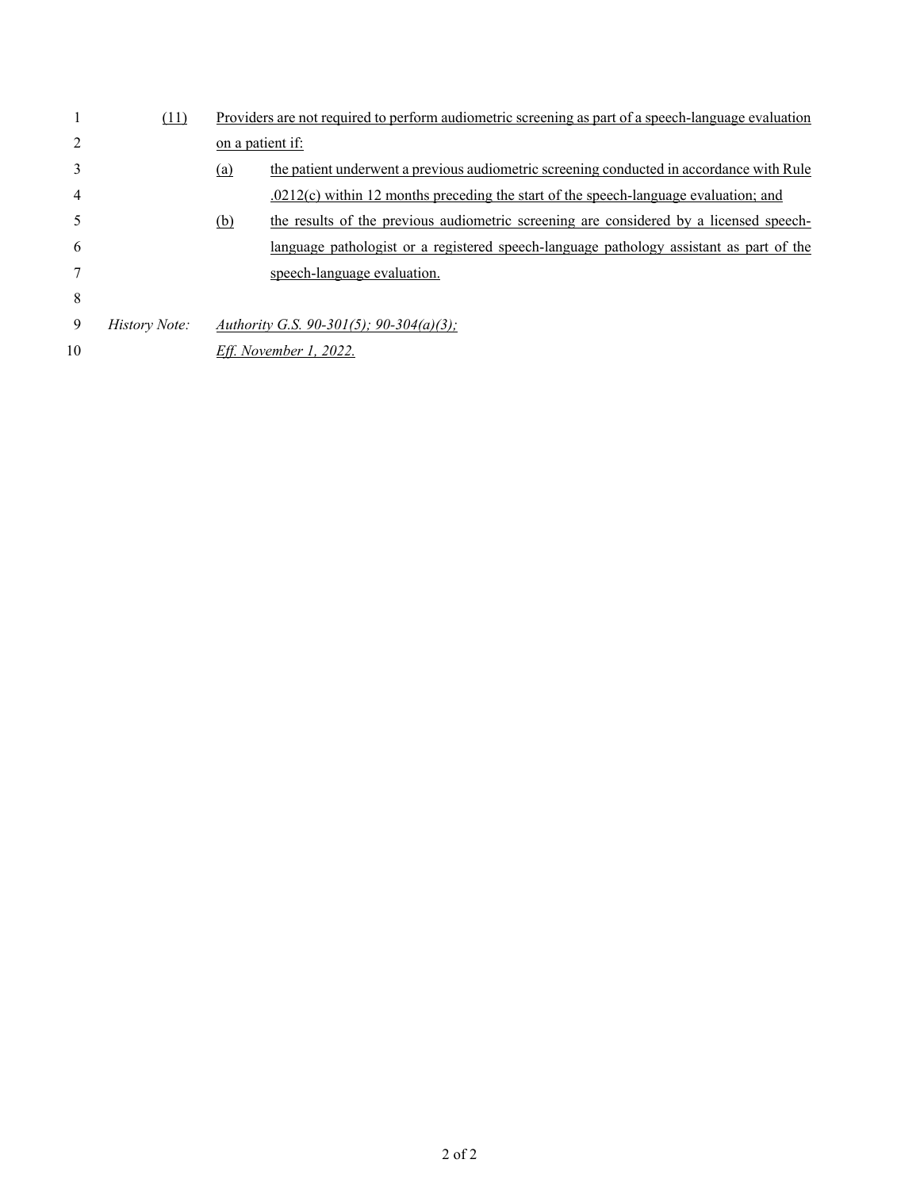(11) Providers are not required to perform audiometric screening as part of a speech-language evaluation on a patient if:

(a) the patient underwent a previous audiometric screening conducted in accordance with Rule .0212(c) within 12 months preceding the start of the speech-language evaluation; and

(b) the results of the previous audiometric screening are considered by a licensed speech-language pathologist or a registered speech-language pathology assistant as part of the speech-language evaluation.

*History Note:* *Authority G.S. 90-301(5); 90-304(a)(3);*
*Eff. November 1, 2022.*